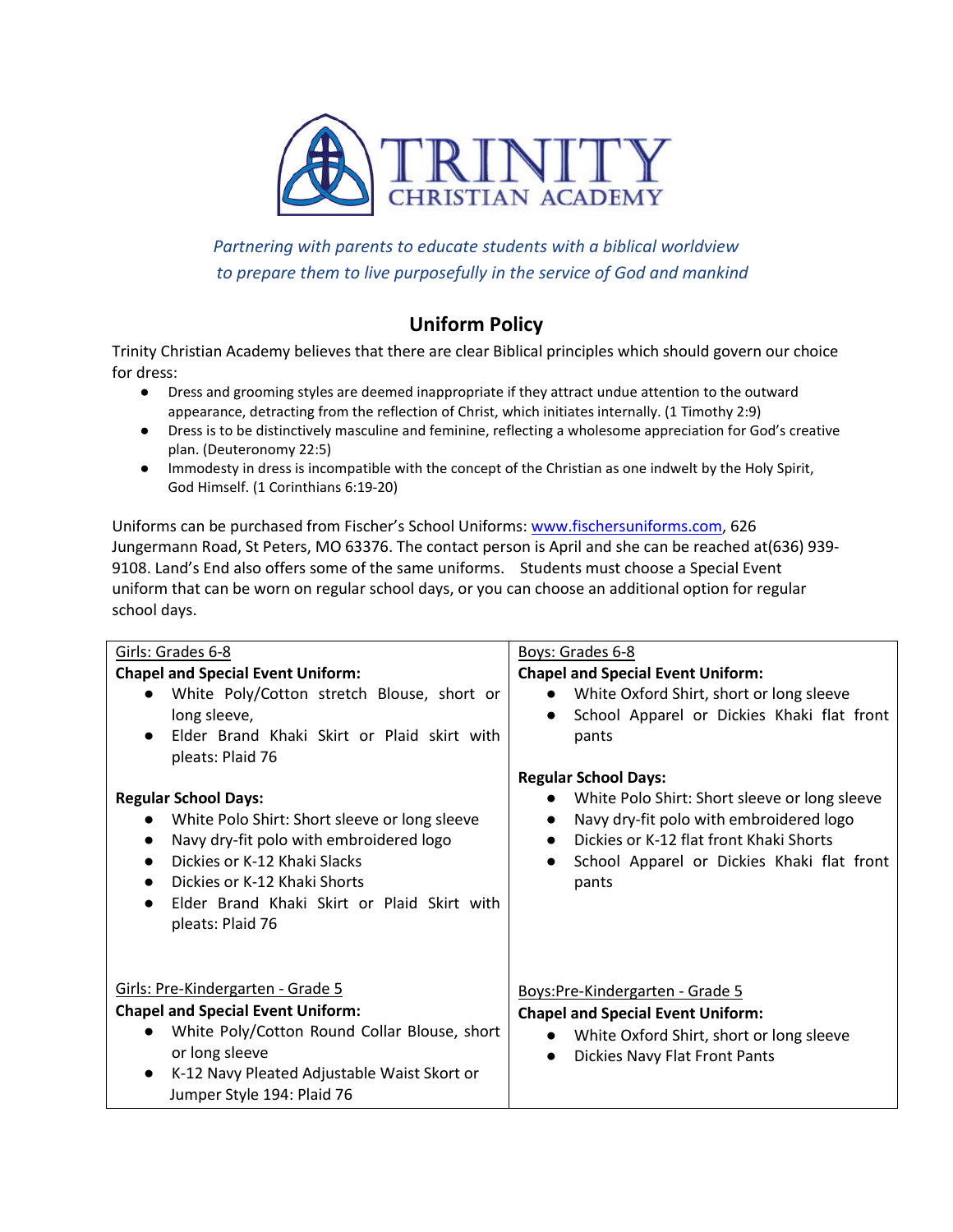# TRINITY CHRISTIAN ACADEMY

*Partnering with parents to educate students with a biblical worldview to prepare them to live purposefully in the service of God and mankind*

## Uniform Policy

Trinity Christian Academy believes that there are clear Biblical principles which should govern our choice for dress:

- Dress and grooming styles are deemed inappropriate if they attract undue attention to the outward appearance, detracting from the reflection of Christ, which initiates internally. (1 Timothy 2:9)
- Dress is to be distinctively masculine and feminine, reflecting a wholesome appreciation for God's creative plan. (Deuteronomy 22:5)
- Immodesty in dress is incompatible with the concept of the Christian as one indwelt by the Holy Spirit, God Himself. (1 Corinthians 6:19-20)

Uniforms can be purchased from Fischer's School Uniforms: www.fischersuniforms.com, 626 Jungermann Road, St Peters, MO 63376. The contact person is April and she can be reached at(636) 939-9108. Land's End also offers some of the same uniforms. Students must choose a Special Event uniform that can be worn on regular school days, or you can choose an additional option for regular school days.

| Girls | Boys |
|---|---|
| Girls: Grades 6-8<br>**Chapel and Special Event Uniform:**<br>● White Poly/Cotton stretch Blouse, short or long sleeve,<br>● Elder Brand Khaki Skirt or Plaid skirt with pleats: Plaid 76<br><br>**Regular School Days:**<br>● White Polo Shirt: Short sleeve or long sleeve<br>● Navy dry-fit polo with embroidered logo<br>● Dickies or K-12 Khaki Slacks<br>● Dickies or K-12 Khaki Shorts<br>● Elder Brand Khaki Skirt or Plaid Skirt with pleats: Plaid 76 | Boys: Grades 6-8<br>**Chapel and Special Event Uniform:**<br>● White Oxford Shirt, short or long sleeve<br>● School Apparel or Dickies Khaki flat front pants<br><br>**Regular School Days:**<br>● White Polo Shirt: Short sleeve or long sleeve<br>● Navy dry-fit polo with embroidered logo<br>● Dickies or K-12 flat front Khaki Shorts<br>● School Apparel or Dickies Khaki flat front pants |
| Girls: Pre-Kindergarten - Grade 5<br>**Chapel and Special Event Uniform:**<br>● White Poly/Cotton Round Collar Blouse, short or long sleeve<br>● K-12 Navy Pleated Adjustable Waist Skort or Jumper Style 194: Plaid 76 | Boys:Pre-Kindergarten - Grade 5<br>**Chapel and Special Event Uniform:**<br>● White Oxford Shirt, short or long sleeve<br>● Dickies Navy Flat Front Pants |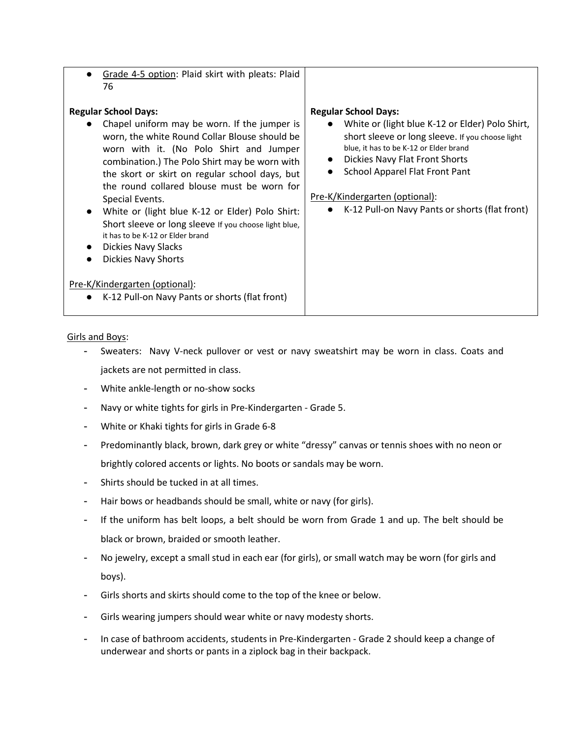| | |
|---|---|
| ● <u>Grade 4-5 option</u>: Plaid skirt with pleats: Plaid 76<br><br>**Regular School Days:**<br>● Chapel uniform may be worn. If the jumper is worn, the white Round Collar Blouse should be worn with it. (No Polo Shirt and Jumper combination.) The Polo Shirt may be worn with the skort or skirt on regular school days, but the round collared blouse must be worn for Special Events.<br>● White or (light blue K-12 or Elder) Polo Shirt: Short sleeve or long sleeve If you choose light blue, it has to be K-12 or Elder brand<br>● Dickies Navy Slacks<br>● Dickies Navy Shorts<br><br><u>Pre-K/Kindergarten (optional)</u>:<br>● K-12 Pull-on Navy Pants or shorts (flat front) | <br><br><br>**Regular School Days:**<br>● White or (light blue K-12 or Elder) Polo Shirt, short sleeve or long sleeve. If you choose light blue, it has to be K-12 or Elder brand<br>● Dickies Navy Flat Front Shorts<br>● School Apparel Flat Front Pant<br><br><u>Pre-K/Kindergarten (optional)</u>:<br>● K-12 Pull-on Navy Pants or shorts (flat front) |

<u>Girls and Boys</u>:

- Sweaters: Navy V-neck pullover or vest or navy sweatshirt may be worn in class. Coats and jackets are not permitted in class.
- White ankle-length or no-show socks
- Navy or white tights for girls in Pre-Kindergarten - Grade 5.
- White or Khaki tights for girls in Grade 6-8
- Predominantly black, brown, dark grey or white "dressy" canvas or tennis shoes with no neon or brightly colored accents or lights. No boots or sandals may be worn.
- Shirts should be tucked in at all times.
- Hair bows or headbands should be small, white or navy (for girls).
- If the uniform has belt loops, a belt should be worn from Grade 1 and up. The belt should be black or brown, braided or smooth leather.
- No jewelry, except a small stud in each ear (for girls), or small watch may be worn (for girls and boys).
- Girls shorts and skirts should come to the top of the knee or below.
- Girls wearing jumpers should wear white or navy modesty shorts.
- In case of bathroom accidents, students in Pre-Kindergarten - Grade 2 should keep a change of underwear and shorts or pants in a ziplock bag in their backpack.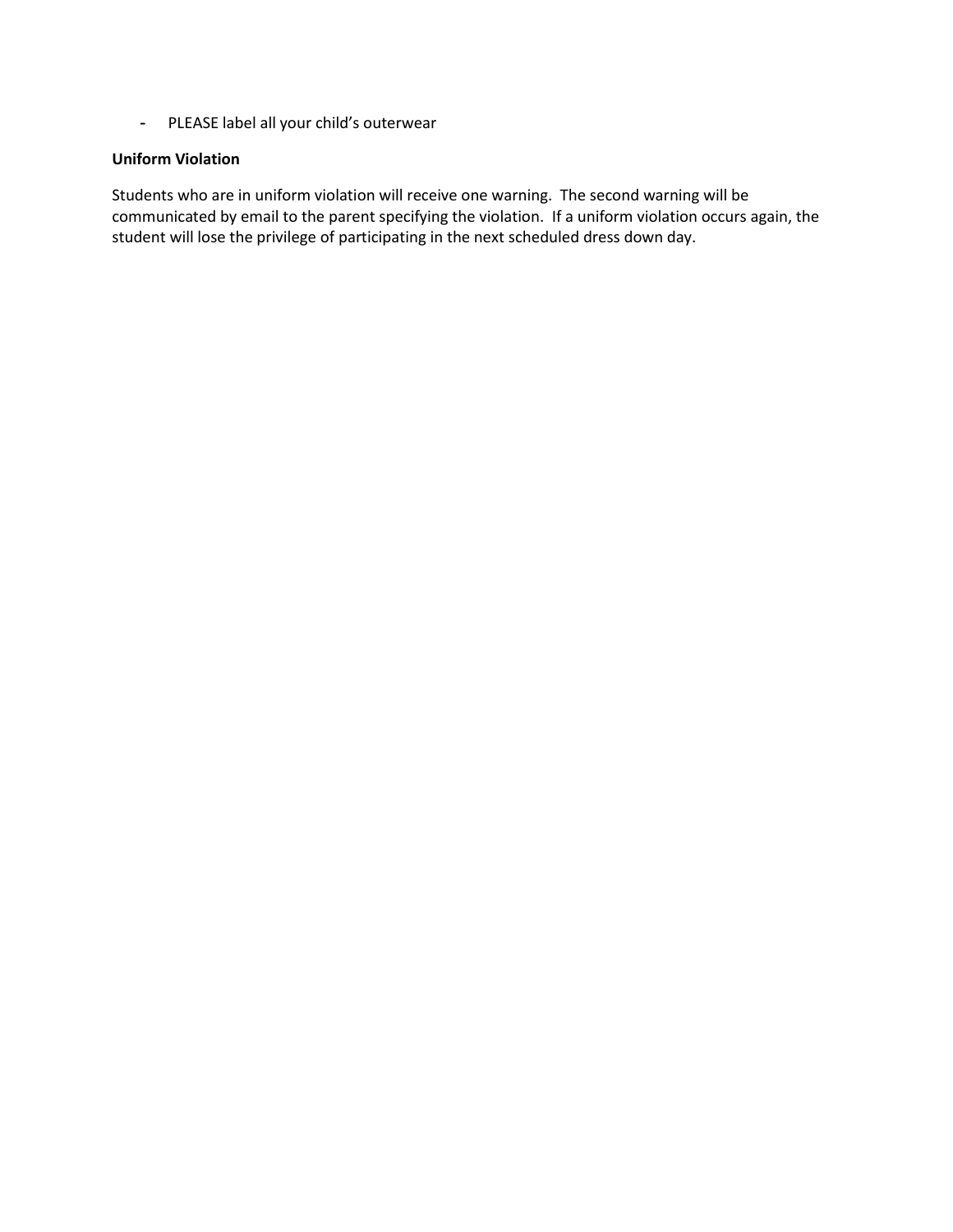- PLEASE label all your child's outerwear

**Uniform Violation**

Students who are in uniform violation will receive one warning. The second warning will be communicated by email to the parent specifying the violation. If a uniform violation occurs again, the student will lose the privilege of participating in the next scheduled dress down day.